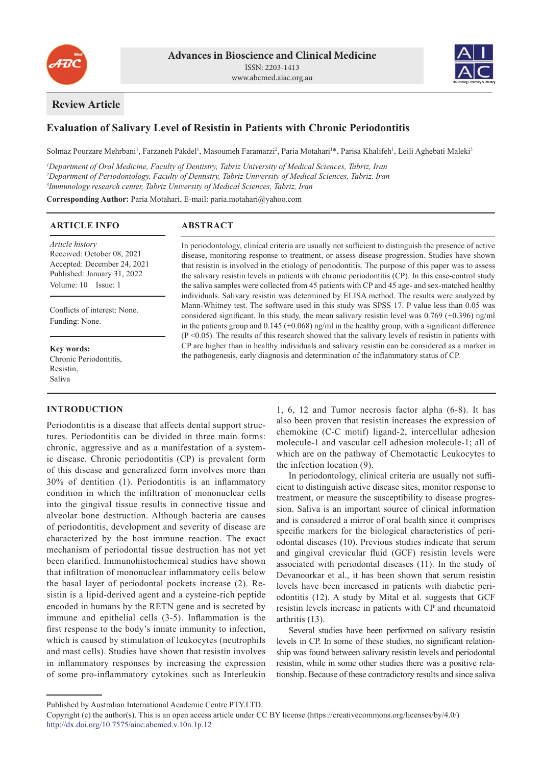Review Article

# Evaluation of Salivary Level of Resistin in Patients with Chronic Periodontitis

Solmaz Pourzare Mehrbani[1], Farzaneh Pakdel[1], Masoumeh Faramarzi[2], Paria Motahari[1]*, Parisa Khalifeh[1], Leili Aghebati Maleki[3]

[1]*Department of Oral Medicine, Faculty of Dentistry, Tabriz University of Medical Sciences, Tabriz, Iran*
[2]*Department of Periodontology, Faculty of Dentistry, Tabriz University of Medical Sciences, Tabriz, Iran*
[3]*Immunology research center, Tabriz University of Medical Sciences, Tabriz, Iran*

**Corresponding Author:** Paria Motahari, E-mail: paria.motahari@yahoo.com

## ARTICLE INFO

*Article history*
Received: October 08, 2021
Accepted: December 24, 2021
Published: January 31, 2022
Volume: 10 Issue: 1

Conflicts of interest: None.
Funding: None.

**Key words:**
Chronic Periodontitis,
Resistin,
Saliva

## ABSTRACT

In periodontology, clinical criteria are usually not sufficient to distinguish the presence of active disease, monitoring response to treatment, or assess disease progression. Studies have shown that resistin is involved in the etiology of periodontitis. The purpose of this paper was to assess the salivary resistin levels in patients with chronic periodontitis (CP). In this case-control study the saliva samples were collected from 45 patients with CP and 45 age- and sex-matched healthy individuals. Salivary resistin was determined by ELISA method. The results were analyzed by Mann-Whitney test. The software used in this study was SPSS 17. P value less than 0.05 was considered significant. In this study, the mean salivary resistin level was 0.769 (+0.396) ng/ml in the patients group and 0.145 (+0.068) ng/ml in the healthy group, with a significant difference (P <0.05). The results of this research showed that the salivary levels of resistin in patients with CP are higher than in healthy individuals and salivary resistin can be considered as a marker in the pathogenesis, early diagnosis and determination of the inflammatory status of CP.

## INTRODUCTION

Periodontitis is a disease that affects dental support structures. Periodontitis can be divided in three main forms: chronic, aggressive and as a manifestation of a systemic disease. Chronic periodontitis (CP) is prevalent form of this disease and generalized form involves more than 30% of dentition (1). Periodontitis is an inflammatory condition in which the infiltration of mononuclear cells into the gingival tissue results in connective tissue and alveolar bone destruction. Although bacteria are causes of periodontitis, development and severity of disease are characterized by the host immune reaction. The exact mechanism of periodontal tissue destruction has not yet been clarified. Immunohistochemical studies have shown that infiltration of mononuclear inflammatory cells below the basal layer of periodontal pockets increase (2). Resistin is a lipid-derived agent and a cysteine-rich peptide encoded in humans by the RETN gene and is secreted by immune and epithelial cells (3-5). Inflammation is the first response to the body's innate immunity to infection, which is caused by stimulation of leukocytes (neutrophils and mast cells). Studies have shown that resistin involves in inflammatory responses by increasing the expression of some pro-inflammatory cytokines such as Interleukin 1, 6, 12 and Tumor necrosis factor alpha (6-8). It has also been proven that resistin increases the expression of chemokine (C-C motif) ligand-2, intercellular adhesion molecule-1 and vascular cell adhesion molecule-1; all of which are on the pathway of Chemotactic Leukocytes to the infection location (9).

In periodontology, clinical criteria are usually not sufficient to distinguish active disease sites, monitor response to treatment, or measure the susceptibility to disease progression. Saliva is an important source of clinical information and is considered a mirror of oral health since it comprises specific markers for the biological characteristics of periodontal diseases (10). Previous studies indicate that serum and gingival crevicular fluid (GCF) resistin levels were associated with periodontal diseases (11). In the study of Devanoorkar et al., it has been shown that serum resistin levels have been increased in patients with diabetic periodontitis (12). A study by Mital et al. suggests that GCF resistin levels increase in patients with CP and rheumatoid arthritis (13).

Several studies have been performed on salivary resistin levels in CP. In some of these studies, no significant relationship was found between salivary resistin levels and periodontal resistin, while in some other studies there was a positive relationship. Because of these contradictory results and since saliva

Published by Australian International Academic Centre PTY.LTD.
Copyright (c) the author(s). This is an open access article under CC BY license (https://creativecommons.org/licenses/by/4.0/)
http://dx.doi.org/10.7575/aiac.abcmed.v.10n.1p.12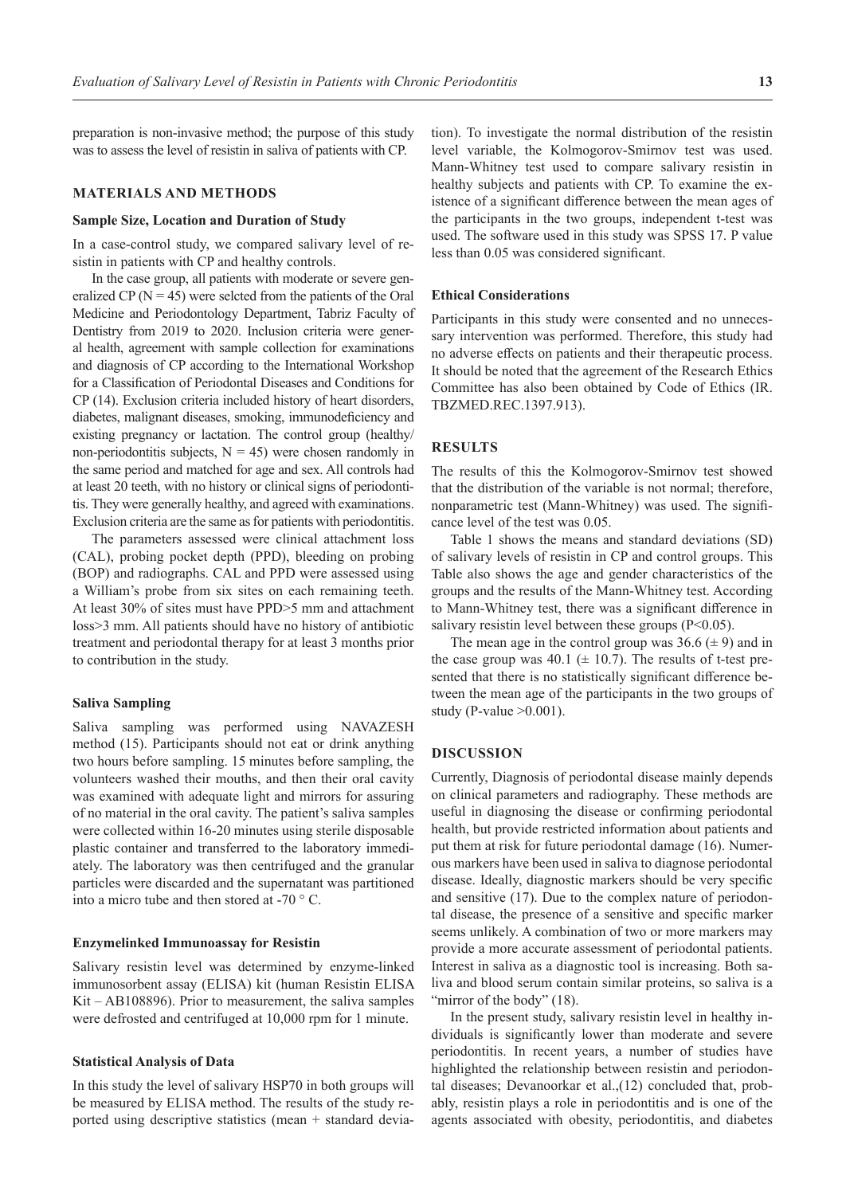preparation is non-invasive method; the purpose of this study was to assess the level of resistin in saliva of patients with CP.

## MATERIALS AND METHODS

### Sample Size, Location and Duration of Study

In a case-control study, we compared salivary level of resistin in patients with CP and healthy controls.

In the case group, all patients with moderate or severe generalized CP (N = 45) were selcted from the patients of the Oral Medicine and Periodontology Department, Tabriz Faculty of Dentistry from 2019 to 2020. Inclusion criteria were general health, agreement with sample collection for examinations and diagnosis of CP according to the International Workshop for a Classification of Periodontal Diseases and Conditions for CP (14). Exclusion criteria included history of heart disorders, diabetes, malignant diseases, smoking, immunodeficiency and existing pregnancy or lactation. The control group (healthy/non-periodontitis subjects, N = 45) were chosen randomly in the same period and matched for age and sex. All controls had at least 20 teeth, with no history or clinical signs of periodontitis. They were generally healthy, and agreed with examinations. Exclusion criteria are the same as for patients with periodontitis.

The parameters assessed were clinical attachment loss (CAL), probing pocket depth (PPD), bleeding on probing (BOP) and radiographs. CAL and PPD were assessed using a William's probe from six sites on each remaining teeth. At least 30% of sites must have PPD>5 mm and attachment loss>3 mm. All patients should have no history of antibiotic treatment and periodontal therapy for at least 3 months prior to contribution in the study.

### Saliva Sampling

Saliva sampling was performed using NAVAZESH method (15). Participants should not eat or drink anything two hours before sampling. 15 minutes before sampling, the volunteers washed their mouths, and then their oral cavity was examined with adequate light and mirrors for assuring of no material in the oral cavity. The patient's saliva samples were collected within 16-20 minutes using sterile disposable plastic container and transferred to the laboratory immediately. The laboratory was then centrifuged and the granular particles were discarded and the supernatant was partitioned into a micro tube and then stored at -70 ° C.

### Enzymelinked Immunoassay for Resistin

Salivary resistin level was determined by enzyme-linked immunosorbent assay (ELISA) kit (human Resistin ELISA Kit – AB108896). Prior to measurement, the saliva samples were defrosted and centrifuged at 10,000 rpm for 1 minute.

### Statistical Analysis of Data

In this study the level of salivary HSP70 in both groups will be measured by ELISA method. The results of the study reported using descriptive statistics (mean + standard deviation). To investigate the normal distribution of the resistin level variable, the Kolmogorov-Smirnov test was used. Mann-Whitney test used to compare salivary resistin in healthy subjects and patients with CP. To examine the existence of a significant difference between the mean ages of the participants in the two groups, independent t-test was used. The software used in this study was SPSS 17. P value less than 0.05 was considered significant.

### Ethical Considerations

Participants in this study were consented and no unnecessary intervention was performed. Therefore, this study had no adverse effects on patients and their therapeutic process. It should be noted that the agreement of the Research Ethics Committee has also been obtained by Code of Ethics (IR.TBZMED.REC.1397.913).

## RESULTS

The results of this the Kolmogorov-Smirnov test showed that the distribution of the variable is not normal; therefore, nonparametric test (Mann-Whitney) was used. The significance level of the test was 0.05.

Table 1 shows the means and standard deviations (SD) of salivary levels of resistin in CP and control groups. This Table also shows the age and gender characteristics of the groups and the results of the Mann-Whitney test. According to Mann-Whitney test, there was a significant difference in salivary resistin level between these groups ($P<0.05$).

The mean age in the control group was 36.6 ($\pm$ 9) and in the case group was 40.1 ($\pm$ 10.7). The results of t-test presented that there is no statistically significant difference between the mean age of the participants in the two groups of study (P-value >0.001).

## DISCUSSION

Currently, Diagnosis of periodontal disease mainly depends on clinical parameters and radiography. These methods are useful in diagnosing the disease or confirming periodontal health, but provide restricted information about patients and put them at risk for future periodontal damage (16). Numerous markers have been used in saliva to diagnose periodontal disease. Ideally, diagnostic markers should be very specific and sensitive (17). Due to the complex nature of periodontal disease, the presence of a sensitive and specific marker seems unlikely. A combination of two or more markers may provide a more accurate assessment of periodontal patients. Interest in saliva as a diagnostic tool is increasing. Both saliva and blood serum contain similar proteins, so saliva is a "mirror of the body" (18).

In the present study, salivary resistin level in healthy individuals is significantly lower than moderate and severe periodontitis. In recent years, a number of studies have highlighted the relationship between resistin and periodontal diseases; Devanoorkar et al.,(12) concluded that, probably, resistin plays a role in periodontitis and is one of the agents associated with obesity, periodontitis, and diabetes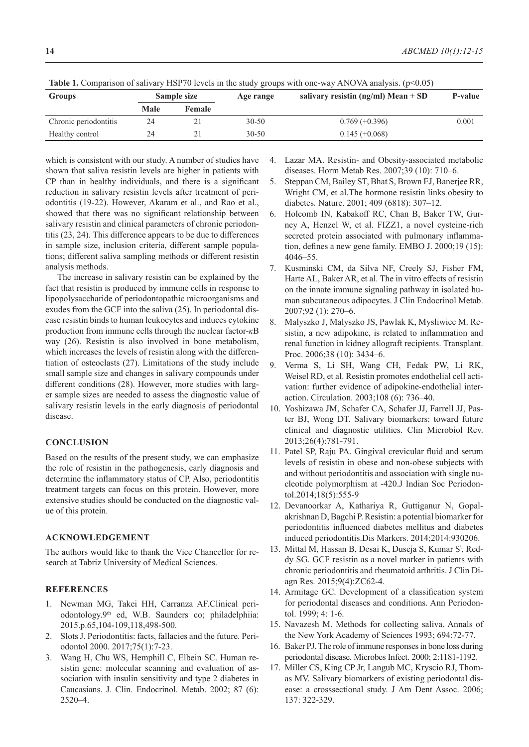**Table 1.** Comparison of salivary HSP70 levels in the study groups with one-way ANOVA analysis. ($p<0.05$)

| Groups | Sample size | | Age range | salivary resistin (ng/ml) Mean + SD | P-value |
|---|---|---|---|---|---|
| | Male | Female | | | |
| Chronic periodontitis | 24 | 21 | 30-50 | 0.769 (+0.396) | 0.001 |
| Healthy control | 24 | 21 | 30-50 | 0.145 (+0.068) | |

which is consistent with our study. A number of studies have shown that saliva resistin levels are higher in patients with CP than in healthy individuals, and there is a significant reduction in salivary resistin levels after treatment of periodontitis (19-22). However, Akaram et al., and Rao et al., showed that there was no significant relationship between salivary resistin and clinical parameters of chronic periodontitis (23, 24). This difference appears to be due to differences in sample size, inclusion criteria, different sample populations; different saliva sampling methods or different resistin analysis methods.

The increase in salivary resistin can be explained by the fact that resistin is produced by immune cells in response to lipopolysaccharide of periodontopathic microorganisms and exudes from the GCF into the saliva (25). In periodontal disease resistin binds to human leukocytes and induces cytokine production from immune cells through the nuclear factor-κB way (26). Resistin is also involved in bone metabolism, which increases the levels of resistin along with the differentiation of osteoclasts (27). Limitations of the study include small sample size and changes in salivary compounds under different conditions (28). However, more studies with larger sample sizes are needed to assess the diagnostic value of salivary resistin levels in the early diagnosis of periodontal disease.

## CONCLUSION

Based on the results of the present study, we can emphasize the role of resistin in the pathogenesis, early diagnosis and determine the inflammatory status of CP. Also, periodontitis treatment targets can focus on this protein. However, more extensive studies should be conducted on the diagnostic value of this protein.

## ACKNOWLEDGEMENT

The authors would like to thank the Vice Chancellor for research at Tabriz University of Medical Sciences.

## REFERENCES

1. Newman MG, Takei HH, Carranza AF.Clinical periodontology.9th ed, W.B. Saunders co; philadelphiia: 2015.p.65,104-109,118,498-500.
2. Slots J. Periodontitis: facts, fallacies and the future. Periodontol 2000. 2017;75(1):7-23.
3. Wang H, Chu WS, Hemphill C, Elbein SC. Human resistin gene: molecular scanning and evaluation of association with insulin sensitivity and type 2 diabetes in Caucasians. J. Clin. Endocrinol. Metab. 2002; 87 (6): 2520–4.
4. Lazar MA. Resistin- and Obesity-associated metabolic diseases. Horm Metab Res. 2007;39 (10): 710–6.
5. Steppan CM, Bailey ST, Bhat S, Brown EJ, Banerjee RR, Wright CM, et al.The hormone resistin links obesity to diabetes. Nature. 2001; 409 (6818): 307–12.
6. Holcomb IN, Kabakoff RC, Chan B, Baker TW, Gurney A, Henzel W, et al. FIZZ1, a novel cysteine-rich secreted protein associated with pulmonary inflammation, defines a new gene family. EMBO J. 2000;19 (15): 4046–55.
7. Kusminski CM, da Silva NF, Creely SJ, Fisher FM, Harte AL, Baker AR, et al. The in vitro effects of resistin on the innate immune signaling pathway in isolated human subcutaneous adipocytes. J Clin Endocrinol Metab. 2007;92 (1): 270–6.
8. Malyszko J, Malyszko JS, Pawlak K, Mysliwiec M. Resistin, a new adipokine, is related to inflammation and renal function in kidney allograft recipients. Transplant. Proc. 2006;38 (10): 3434–6.
9. Verma S, Li SH, Wang CH, Fedak PW, Li RK, Weisel RD, et al. Resistin promotes endothelial cell activation: further evidence of adipokine-endothelial interaction. Circulation. 2003;108 (6): 736–40.
10. Yoshizawa JM, Schafer CA, Schafer JJ, Farrell JJ, Paster BJ, Wong DT. Salivary biomarkers: toward future clinical and diagnostic utilities. Clin Microbiol Rev. 2013;26(4):781-791.
11. Patel SP, Raju PA. Gingival crevicular fluid and serum levels of resistin in obese and non-obese subjects with and without periodontitis and association with single nucleotide polymorphism at -420.J Indian Soc Periodontol.2014;18(5):555-9
12. Devanoorkar A, Kathariya R, Guttiganur N, Gopalakrishnan D, Bagchi P. Resistin: a potential biomarker for periodontitis influenced diabetes mellitus and diabetes induced periodontitis.Dis Markers. 2014;2014:930206.
13. Mittal M, Hassan B, Desai K, Duseja S, Kumar S', Reddy SG. GCF resistin as a novel marker in patients with chronic periodontitis and rheumatoid arthritis. J Clin Diagn Res. 2015;9(4):ZC62-4.
14. Armitage GC. Development of a classification system for periodontal diseases and conditions. Ann Periodontol. 1999; 4: 1-6.
15. Navazesh M. Methods for collecting saliva. Annals of the New York Academy of Sciences 1993; 694:72-77.
16. Baker PJ. The role of immune responses in bone loss during periodontal disease. Microbes Infect. 2000; 2:1181-1192.
17. Miller CS, King CP Jr, Langub MC, Kryscio RJ, Thomas MV. Salivary biomarkers of existing periodontal disease: a crosssectional study. J Am Dent Assoc. 2006; 137: 322-329.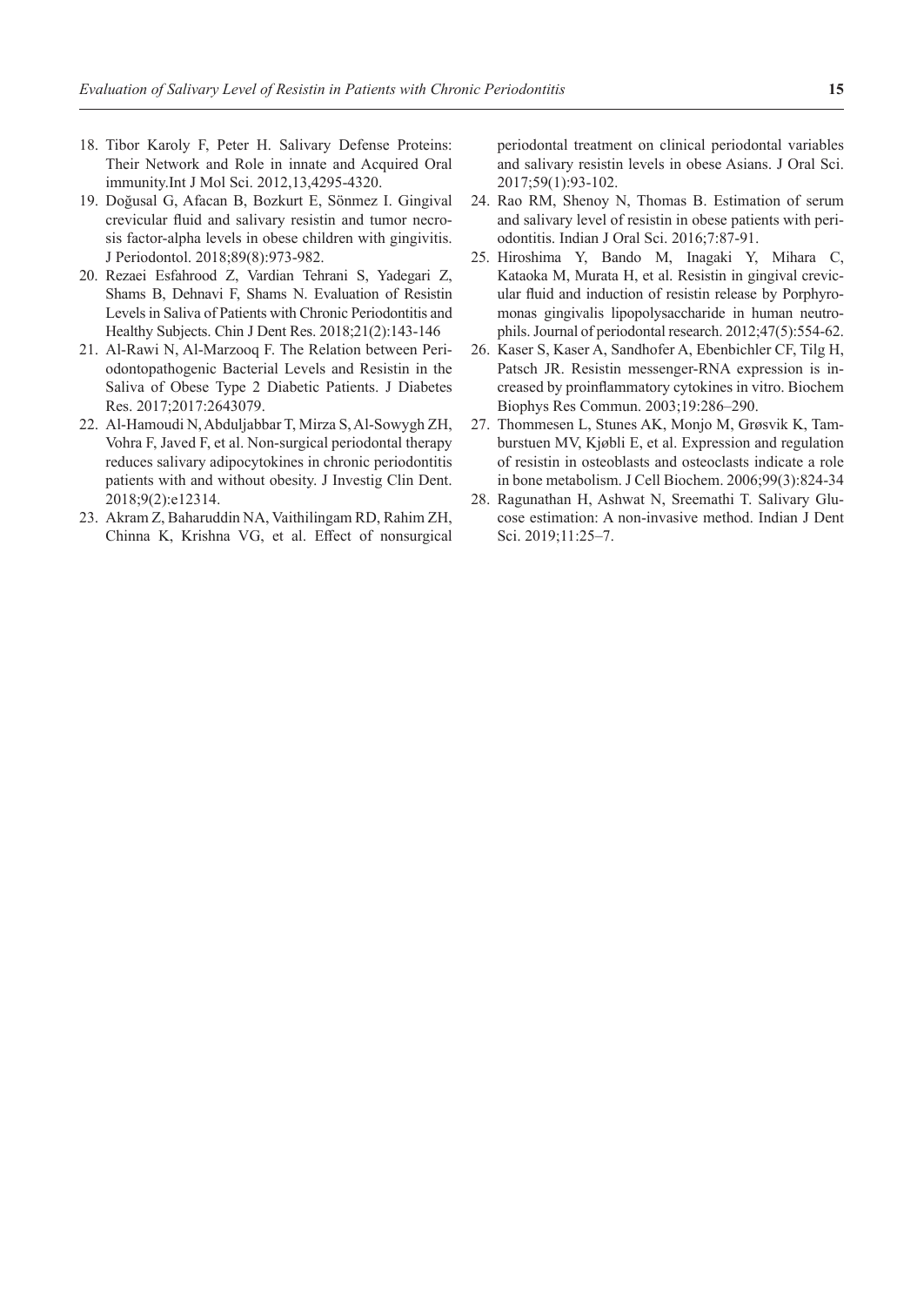18. Tibor Karoly F, Peter H. Salivary Defense Proteins: Their Network and Role in innate and Acquired Oral immunity.Int J Mol Sci. 2012,13,4295-4320.
19. Doğusal G, Afacan B, Bozkurt E, Sönmez I. Gingival crevicular fluid and salivary resistin and tumor necrosis factor-alpha levels in obese children with gingivitis. J Periodontol. 2018;89(8):973-982.
20. Rezaei Esfahrood Z, Vardian Tehrani S, Yadegari Z, Shams B, Dehnavi F, Shams N. Evaluation of Resistin Levels in Saliva of Patients with Chronic Periodontitis and Healthy Subjects. Chin J Dent Res. 2018;21(2):143-146
21. Al-Rawi N, Al-Marzooq F. The Relation between Periodontopathogenic Bacterial Levels and Resistin in the Saliva of Obese Type 2 Diabetic Patients. J Diabetes Res. 2017;2017:2643079.
22. Al-Hamoudi N, Abduljabbar T, Mirza S, Al-Sowygh ZH, Vohra F, Javed F, et al. Non-surgical periodontal therapy reduces salivary adipocytokines in chronic periodontitis patients with and without obesity. J Investig Clin Dent. 2018;9(2):e12314.
23. Akram Z, Baharuddin NA, Vaithilingam RD, Rahim ZH, Chinna K, Krishna VG, et al. Effect of nonsurgical periodontal treatment on clinical periodontal variables and salivary resistin levels in obese Asians. J Oral Sci. 2017;59(1):93-102.
24. Rao RM, Shenoy N, Thomas B. Estimation of serum and salivary level of resistin in obese patients with periodontitis. Indian J Oral Sci. 2016;7:87-91.
25. Hiroshima Y, Bando M, Inagaki Y, Mihara C, Kataoka M, Murata H, et al. Resistin in gingival crevicular fluid and induction of resistin release by Porphyromonas gingivalis lipopolysaccharide in human neutrophils. Journal of periodontal research. 2012;47(5):554-62.
26. Kaser S, Kaser A, Sandhofer A, Ebenbichler CF, Tilg H, Patsch JR. Resistin messenger-RNA expression is increased by proinflammatory cytokines in vitro. Biochem Biophys Res Commun. 2003;19:286–290.
27. Thommesen L, Stunes AK, Monjo M, Grøsvik K, Tamburstuen MV, Kjøbli E, et al. Expression and regulation of resistin in osteoblasts and osteoclasts indicate a role in bone metabolism. J Cell Biochem. 2006;99(3):824-34
28. Ragunathan H, Ashwat N, Sreemathi T. Salivary Glucose estimation: A non-invasive method. Indian J Dent Sci. 2019;11:25–7.